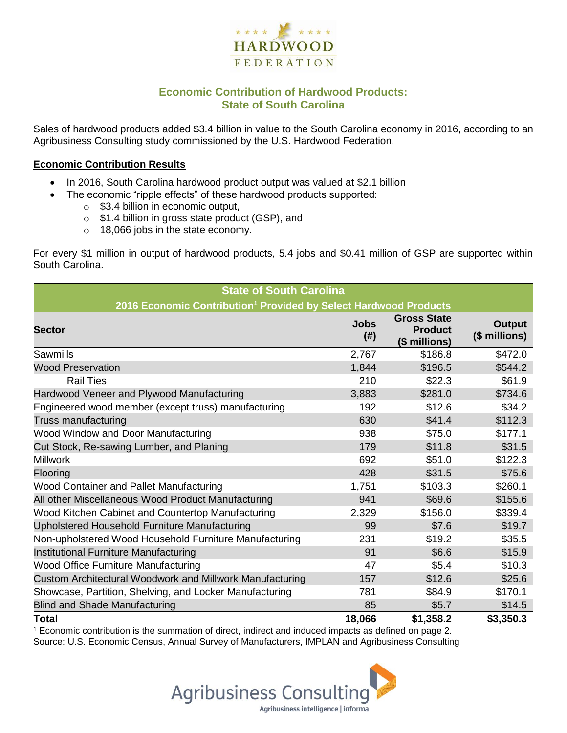# Economic Contribution of Hardwood Products: State of South Carolina

Sales of hardwood products added $3.4 billion in value to the South Carolina economy in 2016, according to an Agribusiness Consulting study commissioned by the U.S. Hardwood Federation.

## Economic Contribution Results

- In 2016, South Carolina hardwood product output was valued at $2.1 billion
- The economic "ripple effects" of these hardwood products supported:
  - $3.4 billion in economic output,
  - $1.4 billion in gross state product (GSP), and
  - 18,066 jobs in the state economy.

For every $1 million in output of hardwood products, 5.4 jobs and $0.41 million of GSP are supported within South Carolina.

**State of South Carolina**
**2016 Economic Contribution[1] Provided by Select Hardwood Products**

| Sector | Jobs (#) | Gross State Product ($ millions) | Output ($ millions) |
|---|---|---|---|
| Sawmills | 2,767 | $186.8 | $472.0 |
| Wood Preservation | 1,844 | $196.5 | $544.2 |
| Rail Ties | 210 | $22.3 | $61.9 |
| Hardwood Veneer and Plywood Manufacturing | 3,883 | $281.0 | $734.6 |
| Engineered wood member (except truss) manufacturing | 192 | $12.6 | $34.2 |
| Truss manufacturing | 630 | $41.4 | $112.3 |
| Wood Window and Door Manufacturing | 938 | $75.0 | $177.1 |
| Cut Stock, Re-sawing Lumber, and Planing | 179 | $11.8 | $31.5 |
| Millwork | 692 | $51.0 | $122.3 |
| Flooring | 428 | $31.5 | $75.6 |
| Wood Container and Pallet Manufacturing | 1,751 | $103.3 | $260.1 |
| All other Miscellaneous Wood Product Manufacturing | 941 | $69.6 | $155.6 |
| Wood Kitchen Cabinet and Countertop Manufacturing | 2,329 | $156.0 | $339.4 |
| Upholstered Household Furniture Manufacturing | 99 | $7.6 | $19.7 |
| Non-upholstered Wood Household Furniture Manufacturing | 231 | $19.2 | $35.5 |
| Institutional Furniture Manufacturing | 91 | $6.6 | $15.9 |
| Wood Office Furniture Manufacturing | 47 | $5.4 | $10.3 |
| Custom Architectural Woodwork and Millwork Manufacturing | 157 | $12.6 | $25.6 |
| Showcase, Partition, Shelving, and Locker Manufacturing | 781 | $84.9 | $170.1 |
| Blind and Shade Manufacturing | 85 | $5.7 | $14.5 |
| **Total** | **18,066** | **$1,358.2** | **$3,350.3** |

[1] Economic contribution is the summation of direct, indirect and induced impacts as defined on page 2.
Source: U.S. Economic Census, Annual Survey of Manufacturers, IMPLAN and Agribusiness Consulting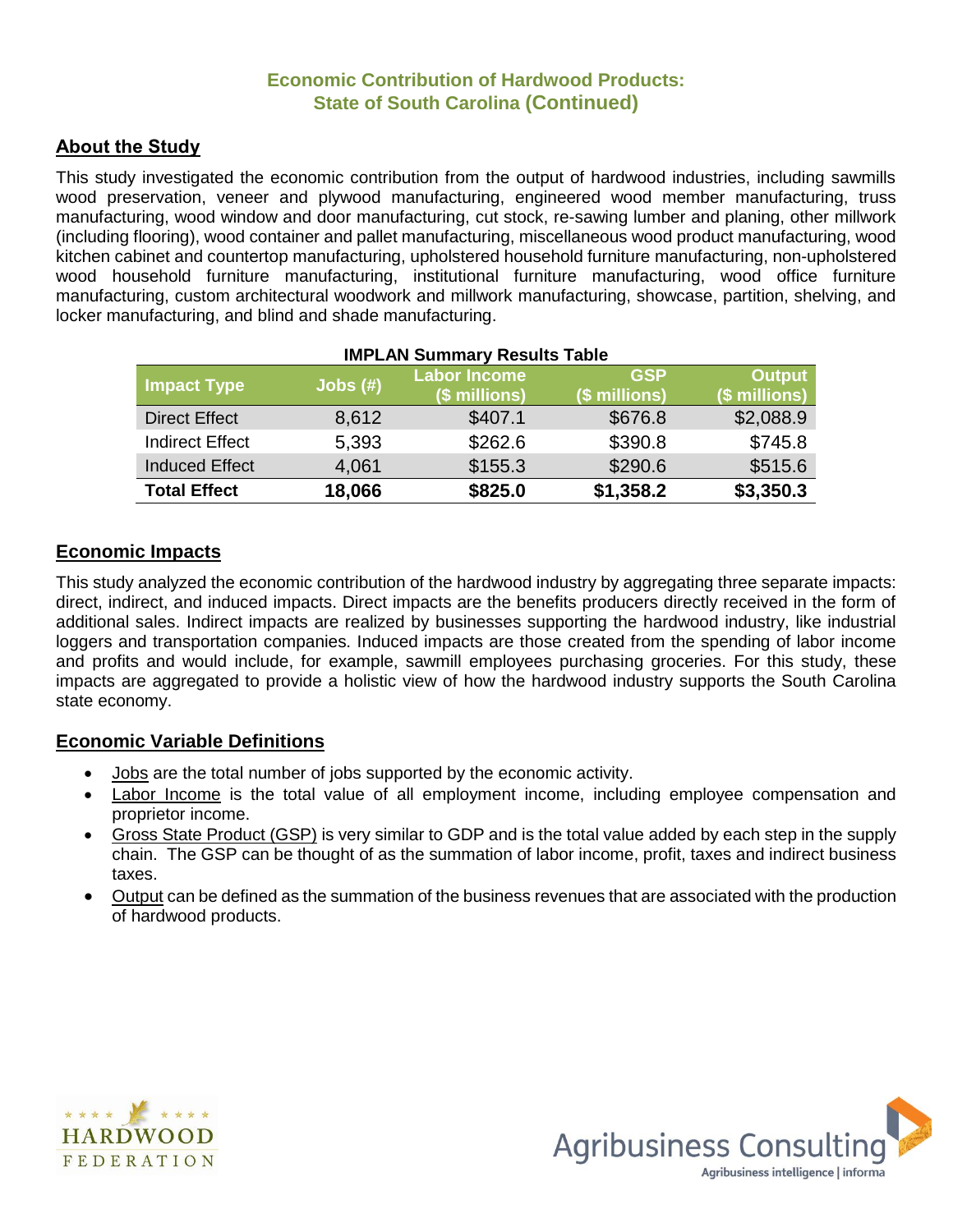## Economic Contribution of Hardwood Products: State of South Carolina (Continued)

### About the Study

This study investigated the economic contribution from the output of hardwood industries, including sawmills wood preservation, veneer and plywood manufacturing, engineered wood member manufacturing, truss manufacturing, wood window and door manufacturing, cut stock, re-sawing lumber and planing, other millwork (including flooring), wood container and pallet manufacturing, miscellaneous wood product manufacturing, wood kitchen cabinet and countertop manufacturing, upholstered household furniture manufacturing, non-upholstered wood household furniture manufacturing, institutional furniture manufacturing, wood office furniture manufacturing, custom architectural woodwork and millwork manufacturing, showcase, partition, shelving, and locker manufacturing, and blind and shade manufacturing.

**IMPLAN Summary Results Table**

| Impact Type | Jobs (#) | Labor Income ($ millions) | GSP ($ millions) | Output ($ millions) |
|---|---|---|---|---|
| Direct Effect | 8,612 | $407.1 | $676.8 | $2,088.9 |
| Indirect Effect | 5,393 | $262.6 | $390.8 | $745.8 |
| Induced Effect | 4,061 | $155.3 | $290.6 | $515.6 |
| **Total Effect** | **18,066** | **$825.0** | **$1,358.2** | **$3,350.3** |

### Economic Impacts

This study analyzed the economic contribution of the hardwood industry by aggregating three separate impacts: direct, indirect, and induced impacts. Direct impacts are the benefits producers directly received in the form of additional sales. Indirect impacts are realized by businesses supporting the hardwood industry, like industrial loggers and transportation companies. Induced impacts are those created from the spending of labor income and profits and would include, for example, sawmill employees purchasing groceries. For this study, these impacts are aggregated to provide a holistic view of how the hardwood industry supports the South Carolina state economy.

### Economic Variable Definitions

- Jobs are the total number of jobs supported by the economic activity.
- Labor Income is the total value of all employment income, including employee compensation and proprietor income.
- Gross State Product (GSP) is very similar to GDP and is the total value added by each step in the supply chain. The GSP can be thought of as the summation of labor income, profit, taxes and indirect business taxes.
- Output can be defined as the summation of the business revenues that are associated with the production of hardwood products.

HARDWOOD FEDERATION

Agribusiness Consulting
Agribusiness intelligence | informa